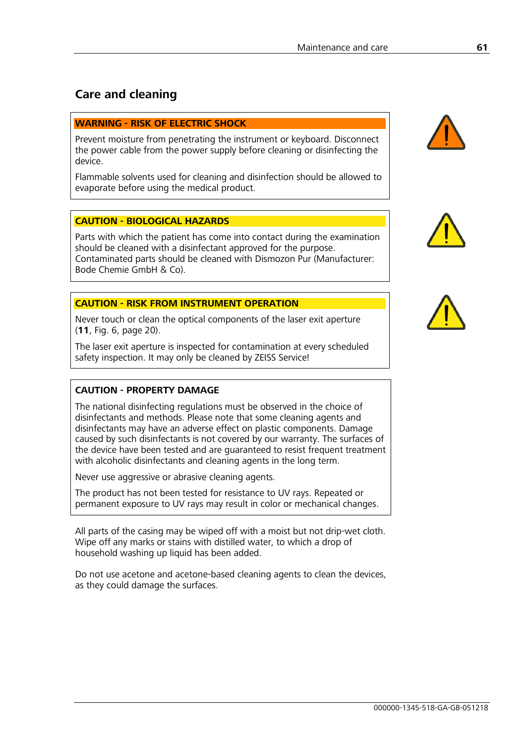## Care and cleaning

**WARNING - RISK OF ELECTRIC SHOCK**

Prevent moisture from penetrating the instrument or keyboard. Disconnect the power cable from the power supply before cleaning or disinfecting the device.

Flammable solvents used for cleaning and disinfection should be allowed to evaporate before using the medical product.

**CAUTION - BIOLOGICAL HAZARDS**

Parts with which the patient has come into contact during the examination should be cleaned with a disinfectant approved for the purpose. Contaminated parts should be cleaned with Dismozon Pur (Manufacturer: Bode Chemie GmbH & Co).

**CAUTION - RISK FROM INSTRUMENT OPERATION**

Never touch or clean the optical components of the laser exit aperture (**11**, Fig. 6, page 20).

The laser exit aperture is inspected for contamination at every scheduled safety inspection. It may only be cleaned by ZEISS Service!

**CAUTION - PROPERTY DAMAGE**

The national disinfecting regulations must be observed in the choice of disinfectants and methods. Please note that some cleaning agents and disinfectants may have an adverse effect on plastic components. Damage caused by such disinfectants is not covered by our warranty. The surfaces of the device have been tested and are guaranteed to resist frequent treatment with alcoholic disinfectants and cleaning agents in the long term.

Never use aggressive or abrasive cleaning agents.

The product has not been tested for resistance to UV rays. Repeated or permanent exposure to UV rays may result in color or mechanical changes.

All parts of the casing may be wiped off with a moist but not drip-wet cloth. Wipe off any marks or stains with distilled water, to which a drop of household washing up liquid has been added.

Do not use acetone and acetone-based cleaning agents to clean the devices, as they could damage the surfaces.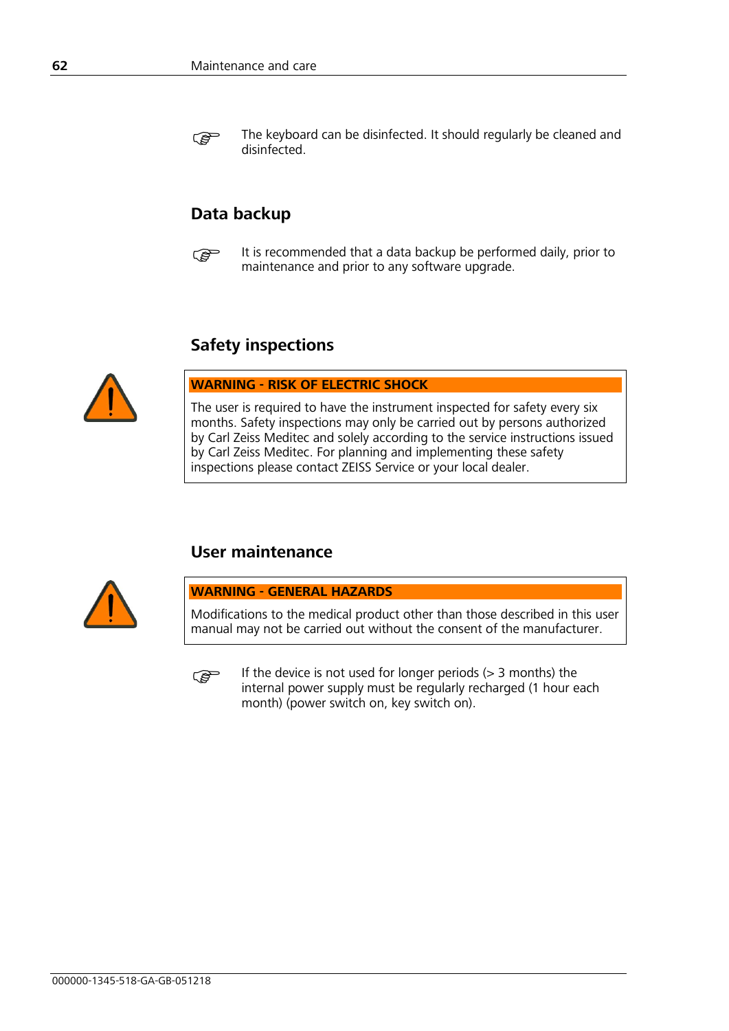The keyboard can be disinfected. It should regularly be cleaned and disinfected.

## Data backup

It is recommended that a data backup be performed daily, prior to maintenance and prior to any software upgrade.

## Safety inspections

**WARNING - RISK OF ELECTRIC SHOCK**

The user is required to have the instrument inspected for safety every six months. Safety inspections may only be carried out by persons authorized by Carl Zeiss Meditec and solely according to the service instructions issued by Carl Zeiss Meditec. For planning and implementing these safety inspections please contact ZEISS Service or your local dealer.

## User maintenance

**WARNING - GENERAL HAZARDS**

Modifications to the medical product other than those described in this user manual may not be carried out without the consent of the manufacturer.

If the device is not used for longer periods (> 3 months) the internal power supply must be regularly recharged (1 hour each month) (power switch on, key switch on).